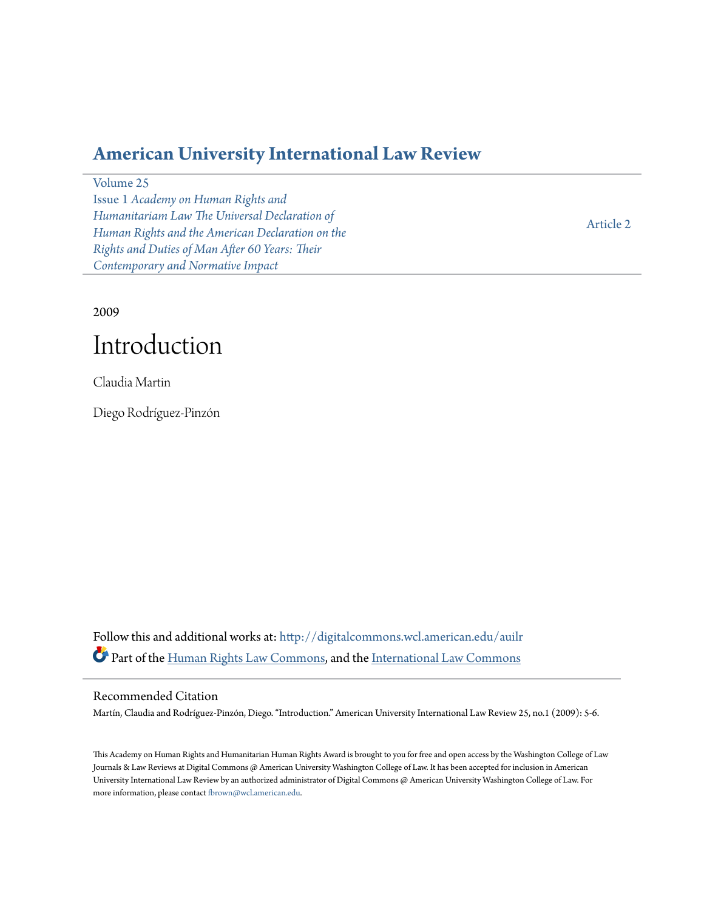# American University International Law Review

Volume 25
Issue 1 *Academy on Human Rights and Humanitariam Law The Universal Declaration of Human Rights and the American Declaration on the Rights and Duties of Man After 60 Years: Their Contemporary and Normative Impact*

Article 2

2009

# Introduction

Claudia Martin

Diego Rodríguez-Pinzón

Follow this and additional works at: http://digitalcommons.wcl.american.edu/auilr

Part of the Human Rights Law Commons, and the International Law Commons

## Recommended Citation

Martín, Claudia and Rodríguez-Pinzón, Diego. "Introduction." American University International Law Review 25, no.1 (2009): 5-6.

This Academy on Human Rights and Humanitarian Human Rights Award is brought to you for free and open access by the Washington College of Law Journals & Law Reviews at Digital Commons @ American University Washington College of Law. It has been accepted for inclusion in American University International Law Review by an authorized administrator of Digital Commons @ American University Washington College of Law. For more information, please contact fbrown@wcl.american.edu.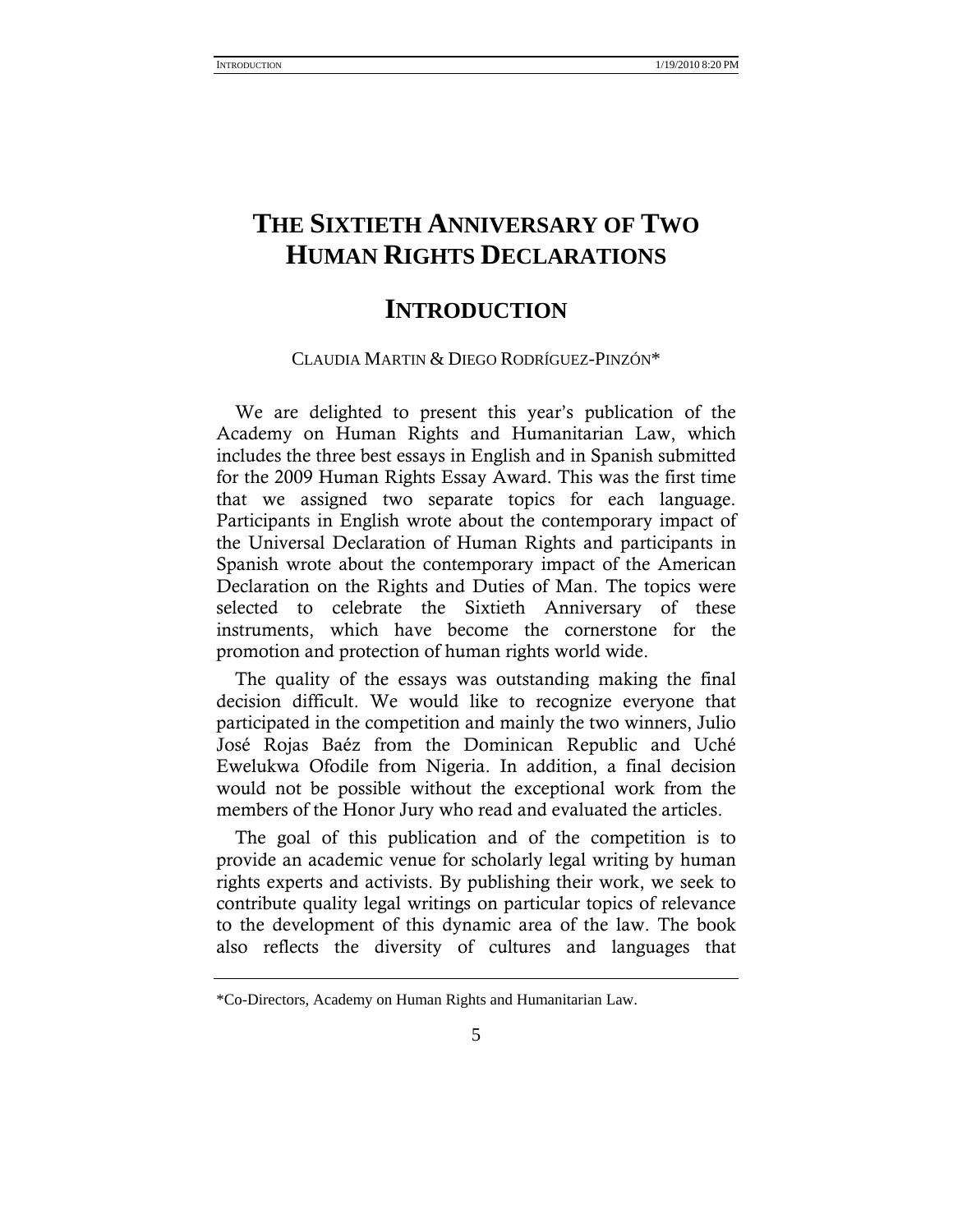# THE SIXTIETH ANNIVERSARY OF TWO HUMAN RIGHTS DECLARATIONS

## INTRODUCTION

CLAUDIA MARTIN & DIEGO RODRÍGUEZ-PINZÓN*

We are delighted to present this year's publication of the Academy on Human Rights and Humanitarian Law, which includes the three best essays in English and in Spanish submitted for the 2009 Human Rights Essay Award. This was the first time that we assigned two separate topics for each language. Participants in English wrote about the contemporary impact of the Universal Declaration of Human Rights and participants in Spanish wrote about the contemporary impact of the American Declaration on the Rights and Duties of Man. The topics were selected to celebrate the Sixtieth Anniversary of these instruments, which have become the cornerstone for the promotion and protection of human rights world wide.

The quality of the essays was outstanding making the final decision difficult. We would like to recognize everyone that participated in the competition and mainly the two winners, Julio José Rojas Baéz from the Dominican Republic and Uché Ewelukwa Ofodile from Nigeria. In addition, a final decision would not be possible without the exceptional work from the members of the Honor Jury who read and evaluated the articles.

The goal of this publication and of the competition is to provide an academic venue for scholarly legal writing by human rights experts and activists. By publishing their work, we seek to contribute quality legal writings on particular topics of relevance to the development of this dynamic area of the law. The book also reflects the diversity of cultures and languages that

*Co-Directors, Academy on Human Rights and Humanitarian Law.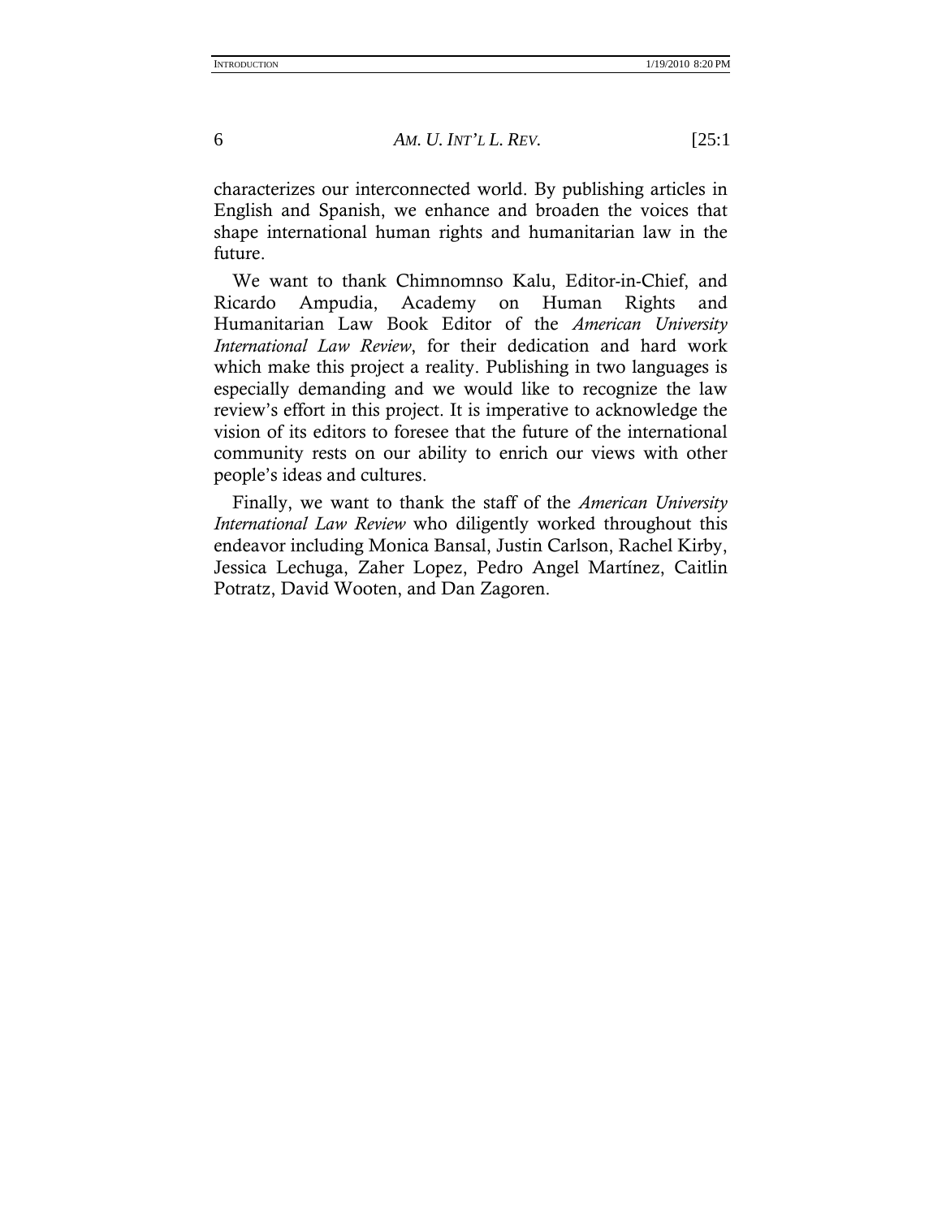characterizes our interconnected world. By publishing articles in English and Spanish, we enhance and broaden the voices that shape international human rights and humanitarian law in the future.

We want to thank Chimnomnso Kalu, Editor-in-Chief, and Ricardo Ampudia, Academy on Human Rights and Humanitarian Law Book Editor of the *American University International Law Review*, for their dedication and hard work which make this project a reality. Publishing in two languages is especially demanding and we would like to recognize the law review's effort in this project. It is imperative to acknowledge the vision of its editors to foresee that the future of the international community rests on our ability to enrich our views with other people's ideas and cultures.

Finally, we want to thank the staff of the *American University International Law Review* who diligently worked throughout this endeavor including Monica Bansal, Justin Carlson, Rachel Kirby, Jessica Lechuga, Zaher Lopez, Pedro Angel Martínez, Caitlin Potratz, David Wooten, and Dan Zagoren.